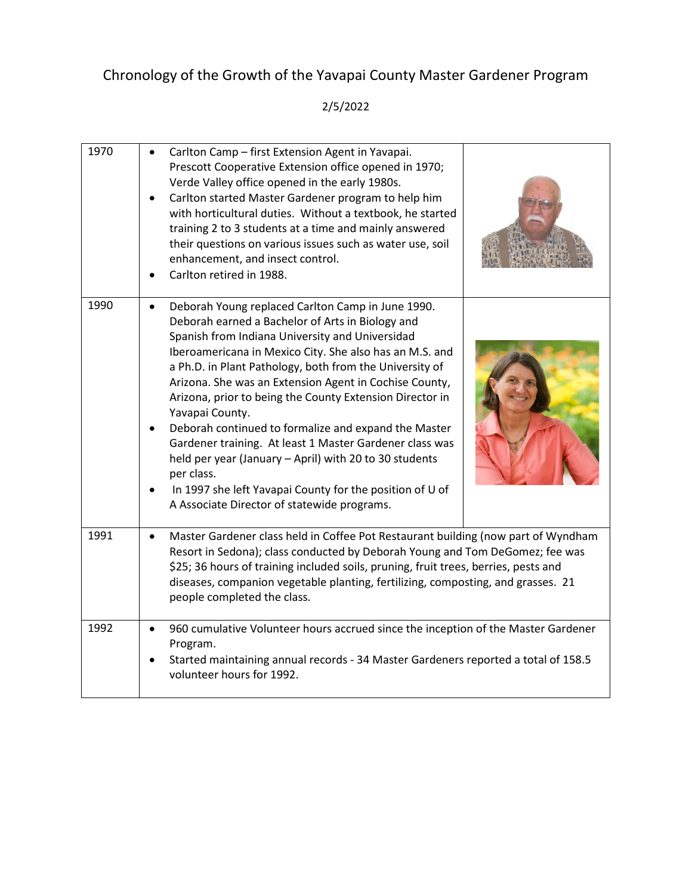# Chronology of the Growth of the Yavapai County Master Gardener Program

2/5/2022

| | | |
|---|---|---|
| 1970 | • Carlton Camp – first Extension Agent in Yavapai. Prescott Cooperative Extension office opened in 1970; Verde Valley office opened in the early 1980s.<br>• Carlton started Master Gardener program to help him with horticultural duties. Without a textbook, he started training 2 to 3 students at a time and mainly answered their questions on various issues such as water use, soil enhancement, and insect control.<br>• Carlton retired in 1988. | |
| 1990 | • Deborah Young replaced Carlton Camp in June 1990. Deborah earned a Bachelor of Arts in Biology and Spanish from Indiana University and Universidad Iberoamericana in Mexico City. She also has an M.S. and a Ph.D. in Plant Pathology, both from the University of Arizona. She was an Extension Agent in Cochise County, Arizona, prior to being the County Extension Director in Yavapai County.<br>• Deborah continued to formalize and expand the Master Gardener training. At least 1 Master Gardener class was held per year (January – April) with 20 to 30 students per class.<br>• In 1997 she left Yavapai County for the position of U of A Associate Director of statewide programs. | |
| 1991 | • Master Gardener class held in Coffee Pot Restaurant building (now part of Wyndham Resort in Sedona); class conducted by Deborah Young and Tom DeGomez; fee was $25; 36 hours of training included soils, pruning, fruit trees, berries, pests and diseases, companion vegetable planting, fertilizing, composting, and grasses. 21 people completed the class. | |
| 1992 | • 960 cumulative Volunteer hours accrued since the inception of the Master Gardener Program.<br>• Started maintaining annual records - 34 Master Gardeners reported a total of 158.5 volunteer hours for 1992. | |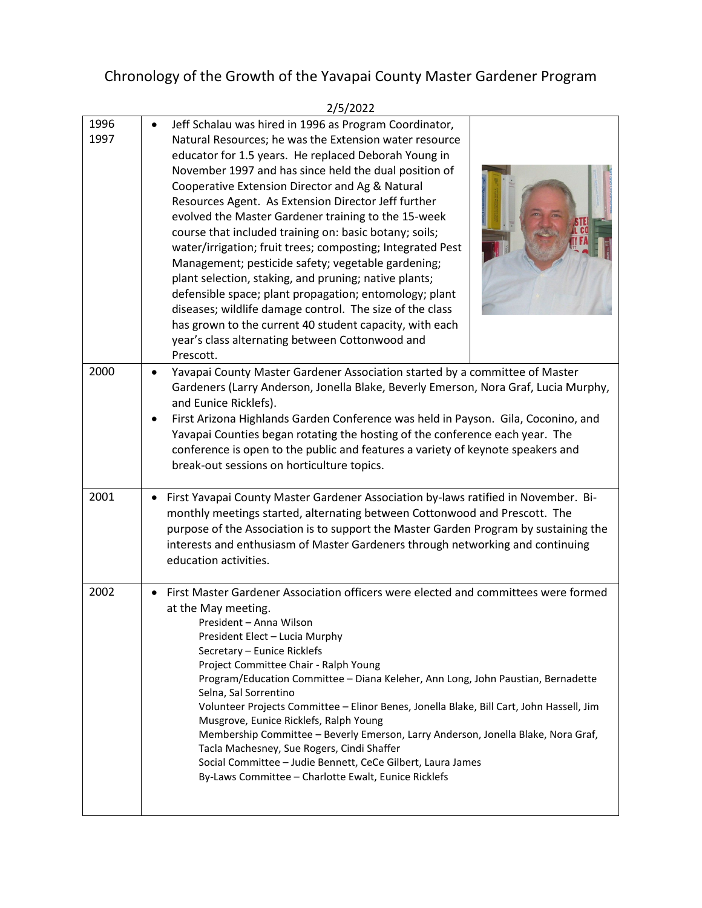# Chronology of the Growth of the Yavapai County Master Gardener Program

2/5/2022

| | |
|---|---|
| 1996<br>1997 | • Jeff Schalau was hired in 1996 as Program Coordinator, Natural Resources; he was the Extension water resource educator for 1.5 years. He replaced Deborah Young in November 1997 and has since held the dual position of Cooperative Extension Director and Ag & Natural Resources Agent. As Extension Director Jeff further evolved the Master Gardener training to the 15-week course that included training on: basic botany; soils; water/irrigation; fruit trees; composting; Integrated Pest Management; pesticide safety; vegetable gardening; plant selection, staking, and pruning; native plants; defensible space; plant propagation; entomology; plant diseases; wildlife damage control. The size of the class has grown to the current 40 student capacity, with each year's class alternating between Cottonwood and Prescott. |
| 2000 | • Yavapai County Master Gardener Association started by a committee of Master Gardeners (Larry Anderson, Jonella Blake, Beverly Emerson, Nora Graf, Lucia Murphy, and Eunice Ricklefs).<br>• First Arizona Highlands Garden Conference was held in Payson. Gila, Coconino, and Yavapai Counties began rotating the hosting of the conference each year. The conference is open to the public and features a variety of keynote speakers and break-out sessions on horticulture topics. |
| 2001 | • First Yavapai County Master Gardener Association by-laws ratified in November. Bi-monthly meetings started, alternating between Cottonwood and Prescott. The purpose of the Association is to support the Master Garden Program by sustaining the interests and enthusiasm of Master Gardeners through networking and continuing education activities. |
| 2002 | • First Master Gardener Association officers were elected and committees were formed at the May meeting.<br>President – Anna Wilson<br>President Elect – Lucia Murphy<br>Secretary – Eunice Ricklefs<br>Project Committee Chair - Ralph Young<br>Program/Education Committee – Diana Keleher, Ann Long, John Paustian, Bernadette Selna, Sal Sorrentino<br>Volunteer Projects Committee – Elinor Benes, Jonella Blake, Bill Cart, John Hassell, Jim Musgrove, Eunice Ricklefs, Ralph Young<br>Membership Committee – Beverly Emerson, Larry Anderson, Jonella Blake, Nora Graf, Tacla Machesney, Sue Rogers, Cindi Shaffer<br>Social Committee – Judie Bennett, CeCe Gilbert, Laura James<br>By-Laws Committee – Charlotte Ewalt, Eunice Ricklefs |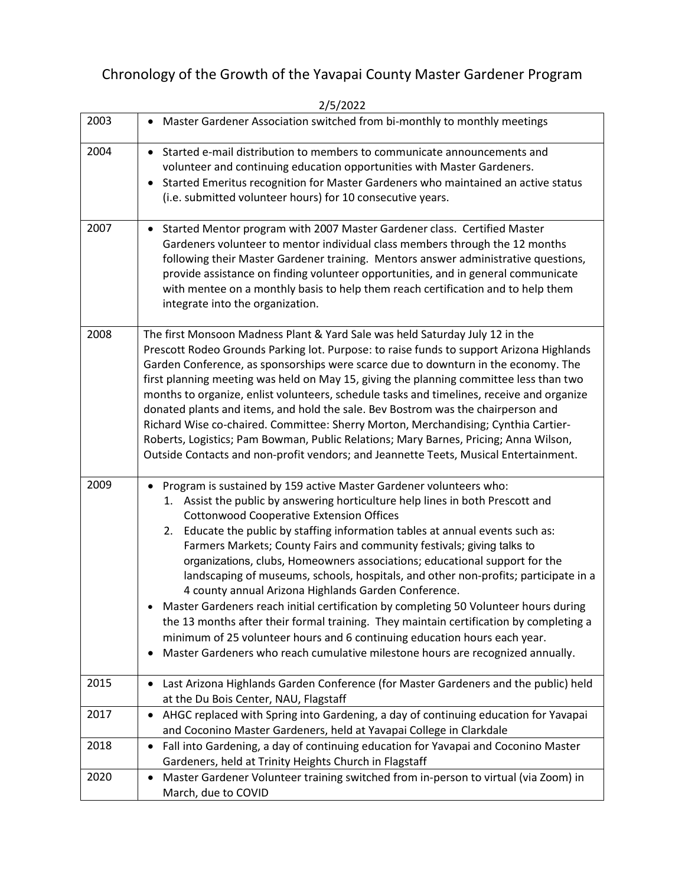# Chronology of the Growth of the Yavapai County Master Gardener Program

2/5/2022

| | |
|---|---|
| 2003 | • Master Gardener Association switched from bi-monthly to monthly meetings |
| 2004 | • Started e-mail distribution to members to communicate announcements and volunteer and continuing education opportunities with Master Gardeners.<br>• Started Emeritus recognition for Master Gardeners who maintained an active status (i.e. submitted volunteer hours) for 10 consecutive years. |
| 2007 | • Started Mentor program with 2007 Master Gardener class. Certified Master Gardeners volunteer to mentor individual class members through the 12 months following their Master Gardener training. Mentors answer administrative questions, provide assistance on finding volunteer opportunities, and in general communicate with mentee on a monthly basis to help them reach certification and to help them integrate into the organization. |
| 2008 | The first Monsoon Madness Plant & Yard Sale was held Saturday July 12 in the Prescott Rodeo Grounds Parking lot. Purpose: to raise funds to support Arizona Highlands Garden Conference, as sponsorships were scarce due to downturn in the economy. The first planning meeting was held on May 15, giving the planning committee less than two months to organize, enlist volunteers, schedule tasks and timelines, receive and organize donated plants and items, and hold the sale. Bev Bostrom was the chairperson and Richard Wise co-chaired. Committee: Sherry Morton, Merchandising; Cynthia Cartier-Roberts, Logistics; Pam Bowman, Public Relations; Mary Barnes, Pricing; Anna Wilson, Outside Contacts and non-profit vendors; and Jeannette Teets, Musical Entertainment. |
| 2009 | • Program is sustained by 159 active Master Gardener volunteers who:<br>1. Assist the public by answering horticulture help lines in both Prescott and Cottonwood Cooperative Extension Offices<br>2. Educate the public by staffing information tables at annual events such as: Farmers Markets; County Fairs and community festivals; giving talks to organizations, clubs, Homeowners associations; educational support for the landscaping of museums, schools, hospitals, and other non-profits; participate in a 4 county annual Arizona Highlands Garden Conference.<br>• Master Gardeners reach initial certification by completing 50 Volunteer hours during the 13 months after their formal training. They maintain certification by completing a minimum of 25 volunteer hours and 6 continuing education hours each year.<br>• Master Gardeners who reach cumulative milestone hours are recognized annually. |
| 2015 | • Last Arizona Highlands Garden Conference (for Master Gardeners and the public) held at the Du Bois Center, NAU, Flagstaff |
| 2017 | • AHGC replaced with Spring into Gardening, a day of continuing education for Yavapai and Coconino Master Gardeners, held at Yavapai College in Clarkdale |
| 2018 | • Fall into Gardening, a day of continuing education for Yavapai and Coconino Master Gardeners, held at Trinity Heights Church in Flagstaff |
| 2020 | • Master Gardener Volunteer training switched from in-person to virtual (via Zoom) in March, due to COVID |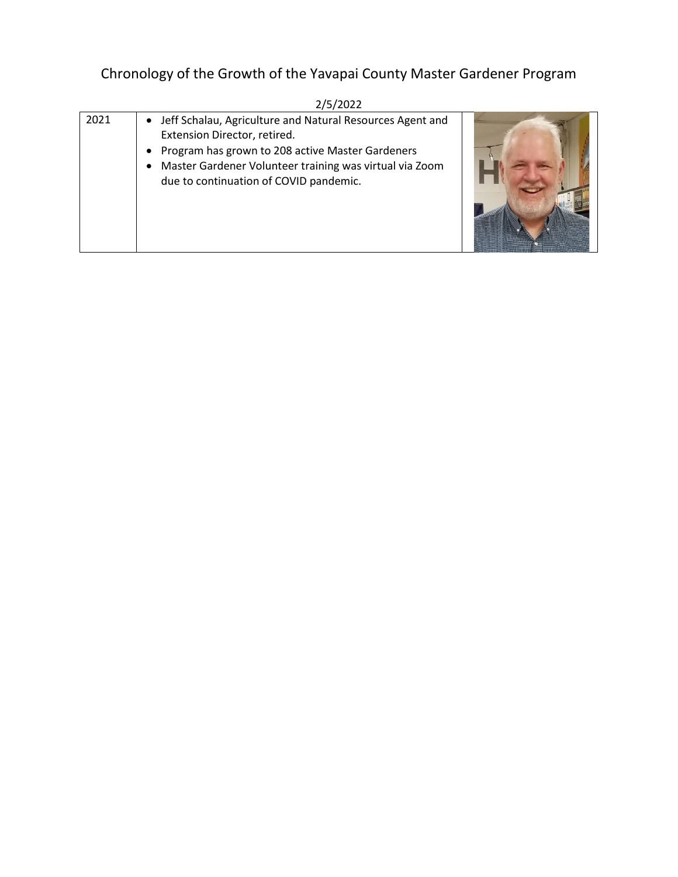# Chronology of the Growth of the Yavapai County Master Gardener Program

2/5/2022

| | | |
|---|---|---|
| 2021 | • Jeff Schalau, Agriculture and Natural Resources Agent and Extension Director, retired.<br>• Program has grown to 208 active Master Gardeners<br>• Master Gardener Volunteer training was virtual via Zoom due to continuation of COVID pandemic. | |